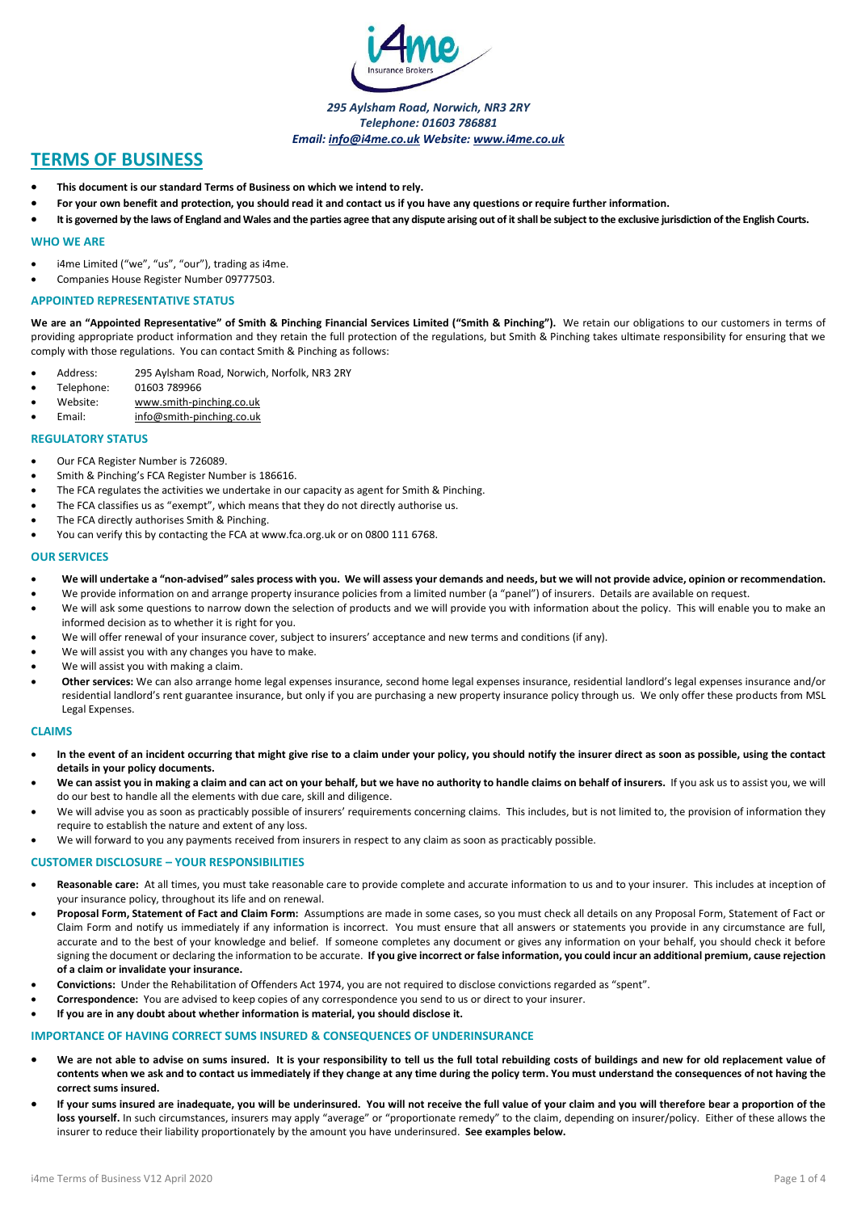*295 Aylsham Road, Norwich, NR3 2RY*
*Telephone: 01603 786881*
*Email: info@i4me.co.uk Website: www.i4me.co.uk*

# TERMS OF BUSINESS

- **This document is our standard Terms of Business on which we intend to rely.**
- **For your own benefit and protection, you should read it and contact us if you have any questions or require further information.**
- **It is governed by the laws of England and Wales and the parties agree that any dispute arising out of it shall be subject to the exclusive jurisdiction of the English Courts.**

## WHO WE ARE

- i4me Limited ("we", "us", "our"), trading as i4me.
- Companies House Register Number 09777503.

## APPOINTED REPRESENTATIVE STATUS

**We are an "Appointed Representative" of Smith & Pinching Financial Services Limited ("Smith & Pinching").** We retain our obligations to our customers in terms of providing appropriate product information and they retain the full protection of the regulations, but Smith & Pinching takes ultimate responsibility for ensuring that we comply with those regulations. You can contact Smith & Pinching as follows:

- Address: 295 Aylsham Road, Norwich, Norfolk, NR3 2RY
- Telephone: 01603 789966
- Website: www.smith-pinching.co.uk
- Email: info@smith-pinching.co.uk

## REGULATORY STATUS

- Our FCA Register Number is 726089.
- Smith & Pinching's FCA Register Number is 186616.
- The FCA regulates the activities we undertake in our capacity as agent for Smith & Pinching.
- The FCA classifies us as "exempt", which means that they do not directly authorise us.
- The FCA directly authorises Smith & Pinching.
- You can verify this by contacting the FCA at www.fca.org.uk or on 0800 111 6768.

## OUR SERVICES

- **We will undertake a "non-advised" sales process with you. We will assess your demands and needs, but we will not provide advice, opinion or recommendation.**
- We provide information on and arrange property insurance policies from a limited number (a "panel") of insurers. Details are available on request.
- We will ask some questions to narrow down the selection of products and we will provide you with information about the policy. This will enable you to make an informed decision as to whether it is right for you.
- We will offer renewal of your insurance cover, subject to insurers' acceptance and new terms and conditions (if any).
- We will assist you with any changes you have to make.
- We will assist you with making a claim.
- **Other services:** We can also arrange home legal expenses insurance, second home legal expenses insurance, residential landlord's legal expenses insurance and/or residential landlord's rent guarantee insurance, but only if you are purchasing a new property insurance policy through us. We only offer these products from MSL Legal Expenses.

## CLAIMS

- **In the event of an incident occurring that might give rise to a claim under your policy, you should notify the insurer direct as soon as possible, using the contact details in your policy documents.**
- **We can assist you in making a claim and can act on your behalf, but we have no authority to handle claims on behalf of insurers.** If you ask us to assist you, we will do our best to handle all the elements with due care, skill and diligence.
- We will advise you as soon as practicably possible of insurers' requirements concerning claims. This includes, but is not limited to, the provision of information they require to establish the nature and extent of any loss.
- We will forward to you any payments received from insurers in respect to any claim as soon as practicably possible.

## CUSTOMER DISCLOSURE – YOUR RESPONSIBILITIES

- **Reasonable care:** At all times, you must take reasonable care to provide complete and accurate information to us and to your insurer. This includes at inception of your insurance policy, throughout its life and on renewal.
- **Proposal Form, Statement of Fact and Claim Form:** Assumptions are made in some cases, so you must check all details on any Proposal Form, Statement of Fact or Claim Form and notify us immediately if any information is incorrect. You must ensure that all answers or statements you provide in any circumstance are full, accurate and to the best of your knowledge and belief. If someone completes any document or gives any information on your behalf, you should check it before signing the document or declaring the information to be accurate. **If you give incorrect or false information, you could incur an additional premium, cause rejection of a claim or invalidate your insurance.**
- **Convictions:** Under the Rehabilitation of Offenders Act 1974, you are not required to disclose convictions regarded as "spent".
- **Correspondence:** You are advised to keep copies of any correspondence you send to us or direct to your insurer.
- **If you are in any doubt about whether information is material, you should disclose it.**

## IMPORTANCE OF HAVING CORRECT SUMS INSURED & CONSEQUENCES OF UNDERINSURANCE

- **We are not able to advise on sums insured. It is your responsibility to tell us the full total rebuilding costs of buildings and new for old replacement value of contents when we ask and to contact us immediately if they change at any time during the policy term. You must understand the consequences of not having the correct sums insured.**
- **If your sums insured are inadequate, you will be underinsured. You will not receive the full value of your claim and you will therefore bear a proportion of the loss yourself.** In such circumstances, insurers may apply "average" or "proportionate remedy" to the claim, depending on insurer/policy. Either of these allows the insurer to reduce their liability proportionately by the amount you have underinsured. **See examples below.**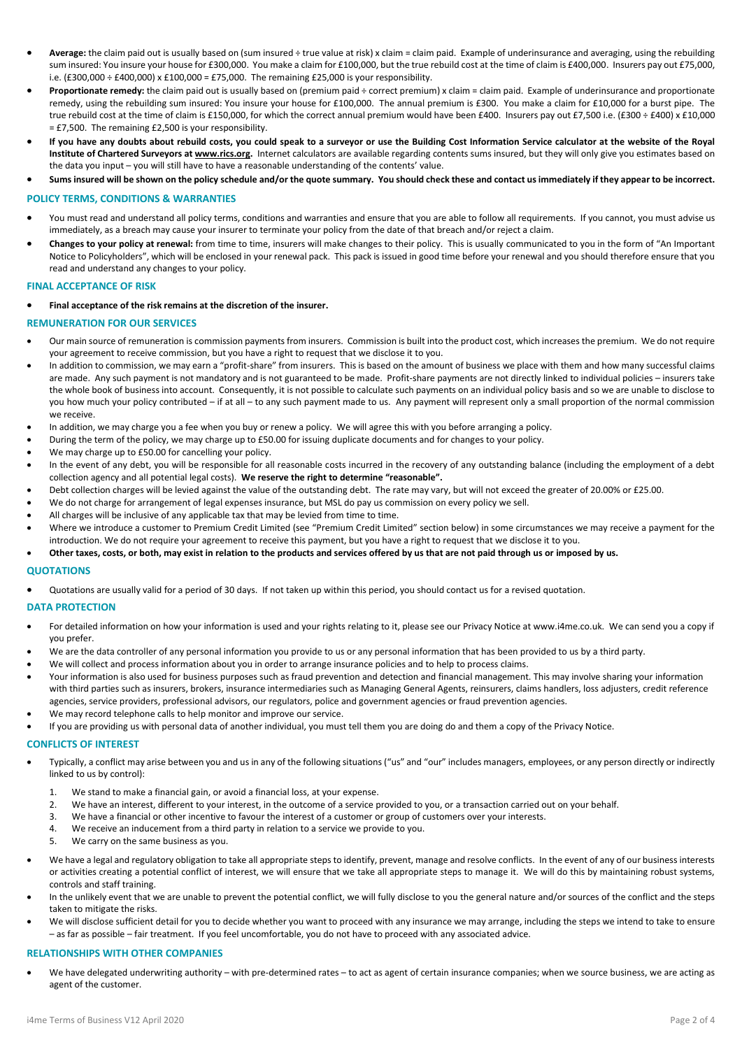- **Average:** the claim paid out is usually based on (sum insured ÷ true value at risk) x claim = claim paid. Example of underinsurance and averaging, using the rebuilding sum insured: You insure your house for £300,000. You make a claim for £100,000, but the true rebuild cost at the time of claim is £400,000. Insurers pay out £75,000, i.e. (£300,000 ÷ £400,000) x £100,000 = £75,000. The remaining £25,000 is your responsibility.
- **Proportionate remedy:** the claim paid out is usually based on (premium paid ÷ correct premium) x claim = claim paid. Example of underinsurance and proportionate remedy, using the rebuilding sum insured: You insure your house for £100,000. The annual premium is £300. You make a claim for £10,000 for a burst pipe. The true rebuild cost at the time of claim is £150,000, for which the correct annual premium would have been £400. Insurers pay out £7,500 i.e. (£300 ÷ £400) x £10,000 = £7,500. The remaining £2,500 is your responsibility.
- **If you have any doubts about rebuild costs, you could speak to a surveyor or use the Building Cost Information Service calculator at the website of the Royal Institute of Chartered Surveyors at www.rics.org.** Internet calculators are available regarding contents sums insured, but they will only give you estimates based on the data you input – you will still have to have a reasonable understanding of the contents' value.
- **Sums insured will be shown on the policy schedule and/or the quote summary. You should check these and contact us immediately if they appear to be incorrect.**

## POLICY TERMS, CONDITIONS & WARRANTIES

- You must read and understand all policy terms, conditions and warranties and ensure that you are able to follow all requirements. If you cannot, you must advise us immediately, as a breach may cause your insurer to terminate your policy from the date of that breach and/or reject a claim.
- **Changes to your policy at renewal:** from time to time, insurers will make changes to their policy. This is usually communicated to you in the form of "An Important Notice to Policyholders", which will be enclosed in your renewal pack. This pack is issued in good time before your renewal and you should therefore ensure that you read and understand any changes to your policy.

## FINAL ACCEPTANCE OF RISK

- **Final acceptance of the risk remains at the discretion of the insurer.**

## REMUNERATION FOR OUR SERVICES

- Our main source of remuneration is commission payments from insurers. Commission is built into the product cost, which increases the premium. We do not require your agreement to receive commission, but you have a right to request that we disclose it to you.
- In addition to commission, we may earn a "profit-share" from insurers. This is based on the amount of business we place with them and how many successful claims are made. Any such payment is not mandatory and is not guaranteed to be made. Profit-share payments are not directly linked to individual policies – insurers take the whole book of business into account. Consequently, it is not possible to calculate such payments on an individual policy basis and so we are unable to disclose to you how much your policy contributed – if at all – to any such payment made to us. Any payment will represent only a small proportion of the normal commission we receive.
- In addition, we may charge you a fee when you buy or renew a policy. We will agree this with you before arranging a policy.
- During the term of the policy, we may charge up to £50.00 for issuing duplicate documents and for changes to your policy.
- We may charge up to £50.00 for cancelling your policy.
- In the event of any debt, you will be responsible for all reasonable costs incurred in the recovery of any outstanding balance (including the employment of a debt collection agency and all potential legal costs). **We reserve the right to determine "reasonable".**
- Debt collection charges will be levied against the value of the outstanding debt. The rate may vary, but will not exceed the greater of 20.00% or £25.00.
- We do not charge for arrangement of legal expenses insurance, but MSL do pay us commission on every policy we sell.
- All charges will be inclusive of any applicable tax that may be levied from time to time.
- Where we introduce a customer to Premium Credit Limited (see "Premium Credit Limited" section below) in some circumstances we may receive a payment for the introduction. We do not require your agreement to receive this payment, but you have a right to request that we disclose it to you.
- **Other taxes, costs, or both, may exist in relation to the products and services offered by us that are not paid through us or imposed by us.**

## QUOTATIONS

- Quotations are usually valid for a period of 30 days. If not taken up within this period, you should contact us for a revised quotation.

## DATA PROTECTION

- For detailed information on how your information is used and your rights relating to it, please see our Privacy Notice at www.i4me.co.uk. We can send you a copy if you prefer.
- We are the data controller of any personal information you provide to us or any personal information that has been provided to us by a third party.
- We will collect and process information about you in order to arrange insurance policies and to help to process claims.
- Your information is also used for business purposes such as fraud prevention and detection and financial management. This may involve sharing your information with third parties such as insurers, brokers, insurance intermediaries such as Managing General Agents, reinsurers, claims handlers, loss adjusters, credit reference agencies, service providers, professional advisors, our regulators, police and government agencies or fraud prevention agencies.
- We may record telephone calls to help monitor and improve our service.
- If you are providing us with personal data of another individual, you must tell them you are doing do and them a copy of the Privacy Notice.

## CONFLICTS OF INTEREST

- Typically, a conflict may arise between you and us in any of the following situations ("us" and "our" includes managers, employees, or any person directly or indirectly linked to us by control):
  1. We stand to make a financial gain, or avoid a financial loss, at your expense.
  2. We have an interest, different to your interest, in the outcome of a service provided to you, or a transaction carried out on your behalf.
  3. We have a financial or other incentive to favour the interest of a customer or group of customers over your interests.
  4. We receive an inducement from a third party in relation to a service we provide to you.
  5. We carry on the same business as you.
- We have a legal and regulatory obligation to take all appropriate steps to identify, prevent, manage and resolve conflicts. In the event of any of our business interests or activities creating a potential conflict of interest, we will ensure that we take all appropriate steps to manage it. We will do this by maintaining robust systems, controls and staff training.
- In the unlikely event that we are unable to prevent the potential conflict, we will fully disclose to you the general nature and/or sources of the conflict and the steps taken to mitigate the risks.
- We will disclose sufficient detail for you to decide whether you want to proceed with any insurance we may arrange, including the steps we intend to take to ensure – as far as possible – fair treatment. If you feel uncomfortable, you do not have to proceed with any associated advice.

## RELATIONSHIPS WITH OTHER COMPANIES

- We have delegated underwriting authority – with pre-determined rates – to act as agent of certain insurance companies; when we source business, we are acting as agent of the customer.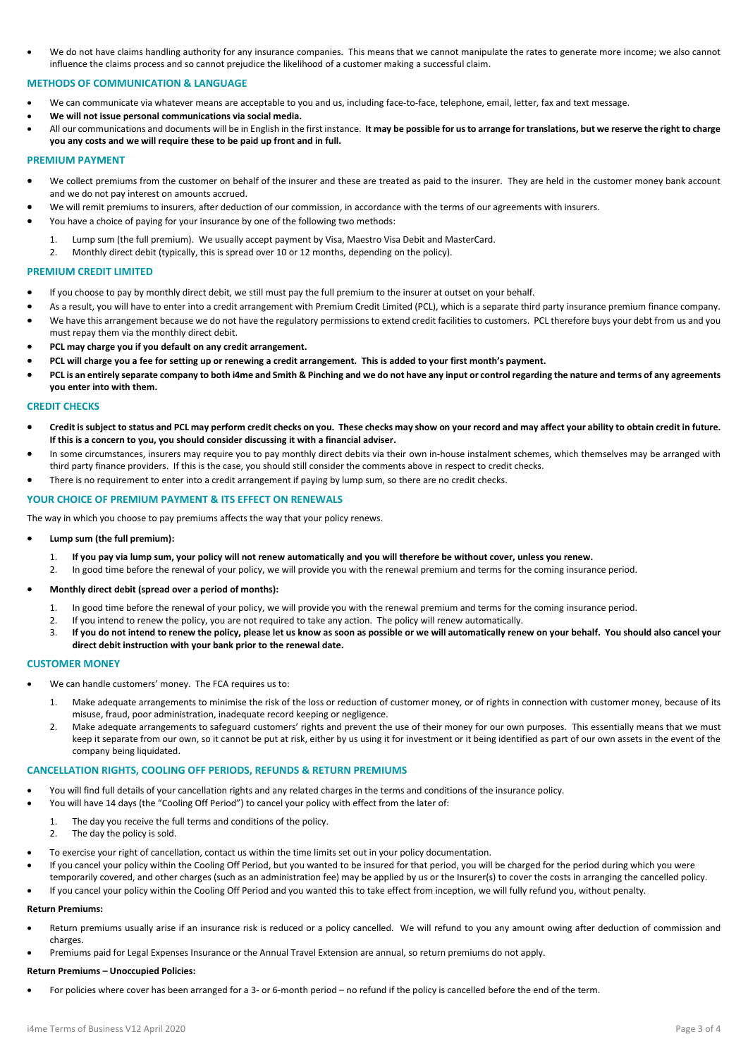- We do not have claims handling authority for any insurance companies. This means that we cannot manipulate the rates to generate more income; we also cannot influence the claims process and so cannot prejudice the likelihood of a customer making a successful claim.

### METHODS OF COMMUNICATION & LANGUAGE

- We can communicate via whatever means are acceptable to you and us, including face-to-face, telephone, email, letter, fax and text message.
- **We will not issue personal communications via social media.**
- All our communications and documents will be in English in the first instance. **It may be possible for us to arrange for translations, but we reserve the right to charge you any costs and we will require these to be paid up front and in full.**

### PREMIUM PAYMENT

- We collect premiums from the customer on behalf of the insurer and these are treated as paid to the insurer. They are held in the customer money bank account and we do not pay interest on amounts accrued.
- We will remit premiums to insurers, after deduction of our commission, in accordance with the terms of our agreements with insurers.
- You have a choice of paying for your insurance by one of the following two methods:
    1. Lump sum (the full premium). We usually accept payment by Visa, Maestro Visa Debit and MasterCard.
    2. Monthly direct debit (typically, this is spread over 10 or 12 months, depending on the policy).

### PREMIUM CREDIT LIMITED

- If you choose to pay by monthly direct debit, we still must pay the full premium to the insurer at outset on your behalf.
- As a result, you will have to enter into a credit arrangement with Premium Credit Limited (PCL), which is a separate third party insurance premium finance company.
- We have this arrangement because we do not have the regulatory permissions to extend credit facilities to customers. PCL therefore buys your debt from us and you must repay them via the monthly direct debit.
- **PCL may charge you if you default on any credit arrangement.**
- **PCL will charge you a fee for setting up or renewing a credit arrangement. This is added to your first month's payment.**
- **PCL is an entirely separate company to both i4me and Smith & Pinching and we do not have any input or control regarding the nature and terms of any agreements you enter into with them.**

### CREDIT CHECKS

- **Credit is subject to status and PCL may perform credit checks on you. These checks may show on your record and may affect your ability to obtain credit in future. If this is a concern to you, you should consider discussing it with a financial adviser.**
- In some circumstances, insurers may require you to pay monthly direct debits via their own in-house instalment schemes, which themselves may be arranged with third party finance providers. If this is the case, you should still consider the comments above in respect to credit checks.
- There is no requirement to enter into a credit arrangement if paying by lump sum, so there are no credit checks.

### YOUR CHOICE OF PREMIUM PAYMENT & ITS EFFECT ON RENEWALS

The way in which you choose to pay premiums affects the way that your policy renews.

- **Lump sum (the full premium):**
    1. **If you pay via lump sum, your policy will not renew automatically and you will therefore be without cover, unless you renew.**
    2. In good time before the renewal of your policy, we will provide you with the renewal premium and terms for the coming insurance period.
- **Monthly direct debit (spread over a period of months):**
    1. In good time before the renewal of your policy, we will provide you with the renewal premium and terms for the coming insurance period.
    2. If you intend to renew the policy, you are not required to take any action. The policy will renew automatically.
    3. **If you do not intend to renew the policy, please let us know as soon as possible or we will automatically renew on your behalf. You should also cancel your direct debit instruction with your bank prior to the renewal date.**

### CUSTOMER MONEY

- We can handle customers' money. The FCA requires us to:
    1. Make adequate arrangements to minimise the risk of the loss or reduction of customer money, or of rights in connection with customer money, because of its misuse, fraud, poor administration, inadequate record keeping or negligence.
    2. Make adequate arrangements to safeguard customers' rights and prevent the use of their money for our own purposes. This essentially means that we must keep it separate from our own, so it cannot be put at risk, either by us using it for investment or it being identified as part of our own assets in the event of the company being liquidated.

### CANCELLATION RIGHTS, COOLING OFF PERIODS, REFUNDS & RETURN PREMIUMS

- You will find full details of your cancellation rights and any related charges in the terms and conditions of the insurance policy.
- You will have 14 days (the "Cooling Off Period") to cancel your policy with effect from the later of:
    1. The day you receive the full terms and conditions of the policy.
    2. The day the policy is sold.
- To exercise your right of cancellation, contact us within the time limits set out in your policy documentation.
- If you cancel your policy within the Cooling Off Period, but you wanted to be insured for that period, you will be charged for the period during which you were temporarily covered, and other charges (such as an administration fee) may be applied by us or the Insurer(s) to cover the costs in arranging the cancelled policy.
- If you cancel your policy within the Cooling Off Period and you wanted this to take effect from inception, we will fully refund you, without penalty.

**Return Premiums:**

- Return premiums usually arise if an insurance risk is reduced or a policy cancelled. We will refund to you any amount owing after deduction of commission and charges.
- Premiums paid for Legal Expenses Insurance or the Annual Travel Extension are annual, so return premiums do not apply.

**Return Premiums – Unoccupied Policies:**

- For policies where cover has been arranged for a 3- or 6-month period – no refund if the policy is cancelled before the end of the term.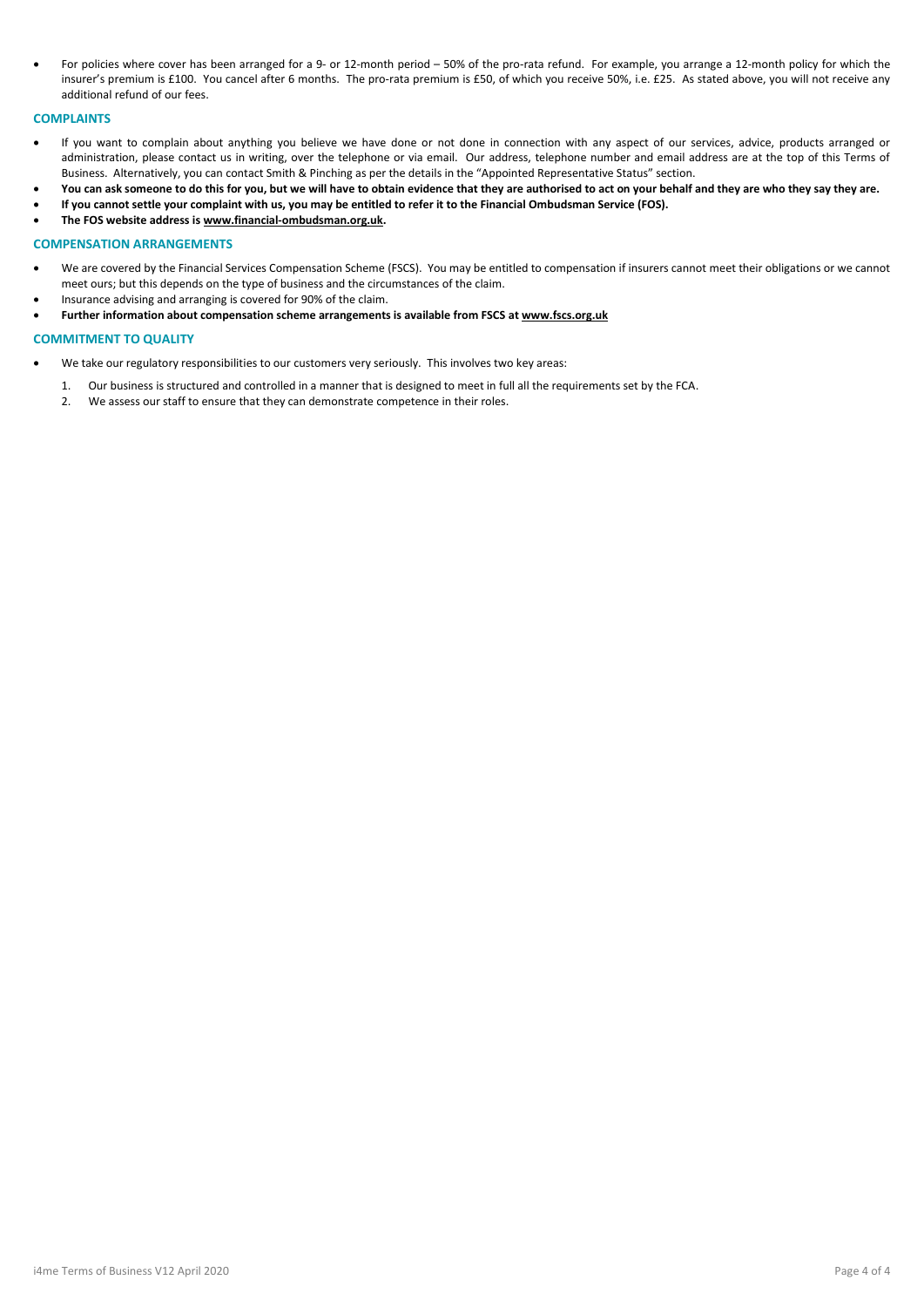- For policies where cover has been arranged for a 9- or 12-month period – 50% of the pro-rata refund. For example, you arrange a 12-month policy for which the insurer's premium is £100. You cancel after 6 months. The pro-rata premium is £50, of which you receive 50%, i.e. £25. As stated above, you will not receive any additional refund of our fees.

## COMPLAINTS

- If you want to complain about anything you believe we have done or not done in connection with any aspect of our services, advice, products arranged or administration, please contact us in writing, over the telephone or via email. Our address, telephone number and email address are at the top of this Terms of Business. Alternatively, you can contact Smith & Pinching as per the details in the "Appointed Representative Status" section.
- **You can ask someone to do this for you, but we will have to obtain evidence that they are authorised to act on your behalf and they are who they say they are.**
- **If you cannot settle your complaint with us, you may be entitled to refer it to the Financial Ombudsman Service (FOS).**
- **The FOS website address is www.financial-ombudsman.org.uk.**

## COMPENSATION ARRANGEMENTS

- We are covered by the Financial Services Compensation Scheme (FSCS). You may be entitled to compensation if insurers cannot meet their obligations or we cannot meet ours; but this depends on the type of business and the circumstances of the claim.
- Insurance advising and arranging is covered for 90% of the claim.
- **Further information about compensation scheme arrangements is available from FSCS at www.fscs.org.uk**

## COMMITMENT TO QUALITY

- We take our regulatory responsibilities to our customers very seriously. This involves two key areas:
  1. Our business is structured and controlled in a manner that is designed to meet in full all the requirements set by the FCA.
  2. We assess our staff to ensure that they can demonstrate competence in their roles.